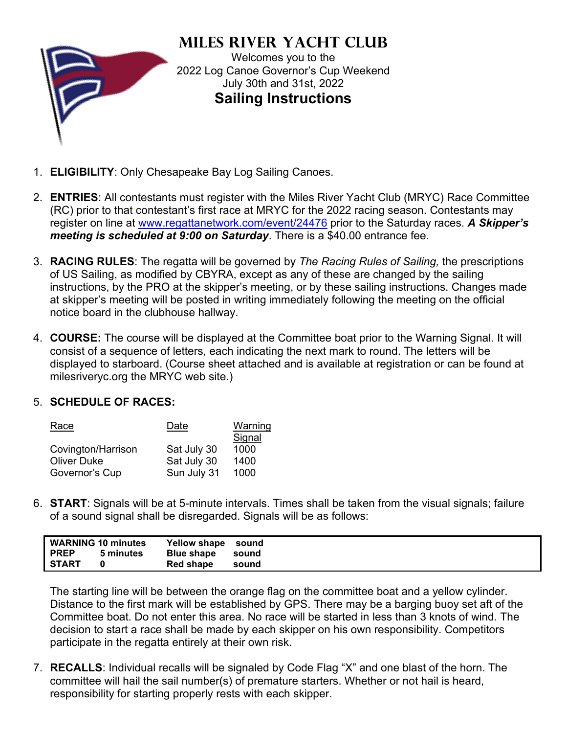# Miles River Yacht Club

Welcomes you to the
2022 Log Canoe Governor's Cup Weekend
July 30th and 31st, 2022

## Sailing Instructions

1. **ELIGIBILITY**: Only Chesapeake Bay Log Sailing Canoes.

2. **ENTRIES**: All contestants must register with the Miles River Yacht Club (MRYC) Race Committee (RC) prior to that contestant's first race at MRYC for the 2022 racing season. Contestants may register on line at www.regattanetwork.com/event/24476 prior to the Saturday races. ***A Skipper's meeting is scheduled at 9:00 on Saturday***. There is a $40.00 entrance fee.

3. **RACING RULES**: The regatta will be governed by *The Racing Rules of Sailing,* the prescriptions of US Sailing, as modified by CBYRA, except as any of these are changed by the sailing instructions, by the PRO at the skipper's meeting, or by these sailing instructions. Changes made at skipper's meeting will be posted in writing immediately following the meeting on the official notice board in the clubhouse hallway.

4. **COURSE:** The course will be displayed at the Committee boat prior to the Warning Signal. It will consist of a sequence of letters, each indicating the next mark to round. The letters will be displayed to starboard. (Course sheet attached and is available at registration or can be found at milesriveryc.org the MRYC web site.)

5. **SCHEDULE OF RACES:**

| Race | Date | Warning Signal |
|---|---|---|
| Covington/Harrison | Sat July 30 | 1000 |
| Oliver Duke | Sat July 30 | 1400 |
| Governor's Cup | Sun July 31 | 1000 |

6. **START**: Signals will be at 5-minute intervals. Times shall be taken from the visual signals; failure of a sound signal shall be disregarded. Signals will be as follows:

| | | | |
|---|---|---|---|
| **WARNING** | **10 minutes** | **Yellow shape** | **sound** |
| **PREP** | **5 minutes** | **Blue shape** | **sound** |
| **START** | **0** | **Red shape** | **sound** |

The starting line will be between the orange flag on the committee boat and a yellow cylinder. Distance to the first mark will be established by GPS. There may be a barging buoy set aft of the Committee boat. Do not enter this area. No race will be started in less than 3 knots of wind. The decision to start a race shall be made by each skipper on his own responsibility. Competitors participate in the regatta entirely at their own risk.

7. **RECALLS**: Individual recalls will be signaled by Code Flag "X" and one blast of the horn. The committee will hail the sail number(s) of premature starters. Whether or not hail is heard, responsibility for starting properly rests with each skipper.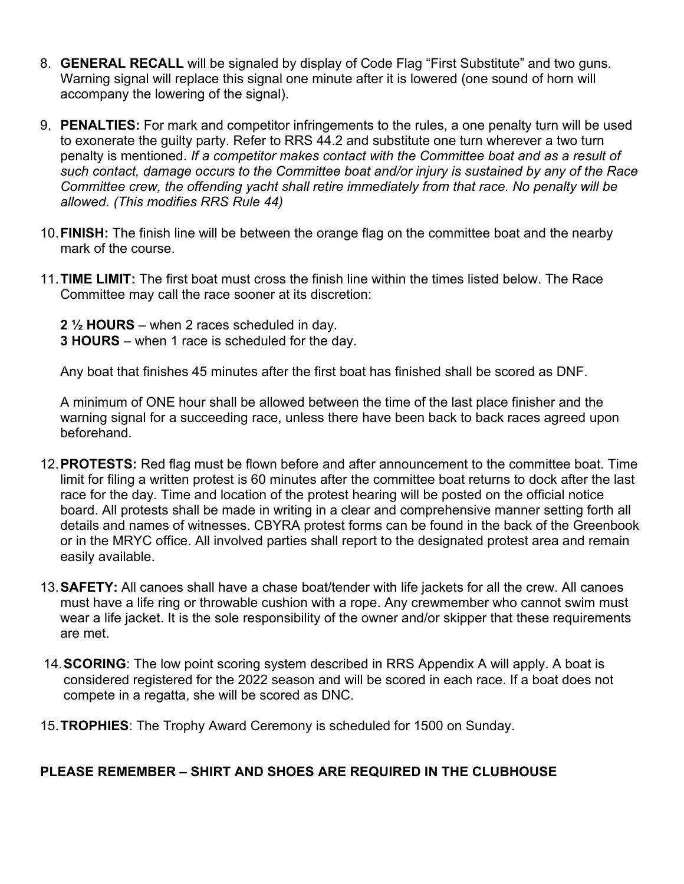8. **GENERAL RECALL** will be signaled by display of Code Flag "First Substitute" and two guns. Warning signal will replace this signal one minute after it is lowered (one sound of horn will accompany the lowering of the signal).

9. **PENALTIES:** For mark and competitor infringements to the rules, a one penalty turn will be used to exonerate the guilty party. Refer to RRS 44.2 and substitute one turn wherever a two turn penalty is mentioned. *If a competitor makes contact with the Committee boat and as a result of such contact, damage occurs to the Committee boat and/or injury is sustained by any of the Race Committee crew, the offending yacht shall retire immediately from that race. No penalty will be allowed. (This modifies RRS Rule 44)*

10. **FINISH:** The finish line will be between the orange flag on the committee boat and the nearby mark of the course.

11. **TIME LIMIT:** The first boat must cross the finish line within the times listed below. The Race Committee may call the race sooner at its discretion:

    **2 ½ HOURS** – when 2 races scheduled in day.
    **3 HOURS** – when 1 race is scheduled for the day.

    Any boat that finishes 45 minutes after the first boat has finished shall be scored as DNF.

    A minimum of ONE hour shall be allowed between the time of the last place finisher and the warning signal for a succeeding race, unless there have been back to back races agreed upon beforehand.

12. **PROTESTS:** Red flag must be flown before and after announcement to the committee boat. Time limit for filing a written protest is 60 minutes after the committee boat returns to dock after the last race for the day. Time and location of the protest hearing will be posted on the official notice board. All protests shall be made in writing in a clear and comprehensive manner setting forth all details and names of witnesses. CBYRA protest forms can be found in the back of the Greenbook or in the MRYC office. All involved parties shall report to the designated protest area and remain easily available.

13. **SAFETY:** All canoes shall have a chase boat/tender with life jackets for all the crew. All canoes must have a life ring or throwable cushion with a rope. Any crewmember who cannot swim must wear a life jacket. It is the sole responsibility of the owner and/or skipper that these requirements are met.

14. **SCORING**: The low point scoring system described in RRS Appendix A will apply. A boat is considered registered for the 2022 season and will be scored in each race. If a boat does not compete in a regatta, she will be scored as DNC.

15. **TROPHIES**: The Trophy Award Ceremony is scheduled for 1500 on Sunday.

**PLEASE REMEMBER – SHIRT AND SHOES ARE REQUIRED IN THE CLUBHOUSE**